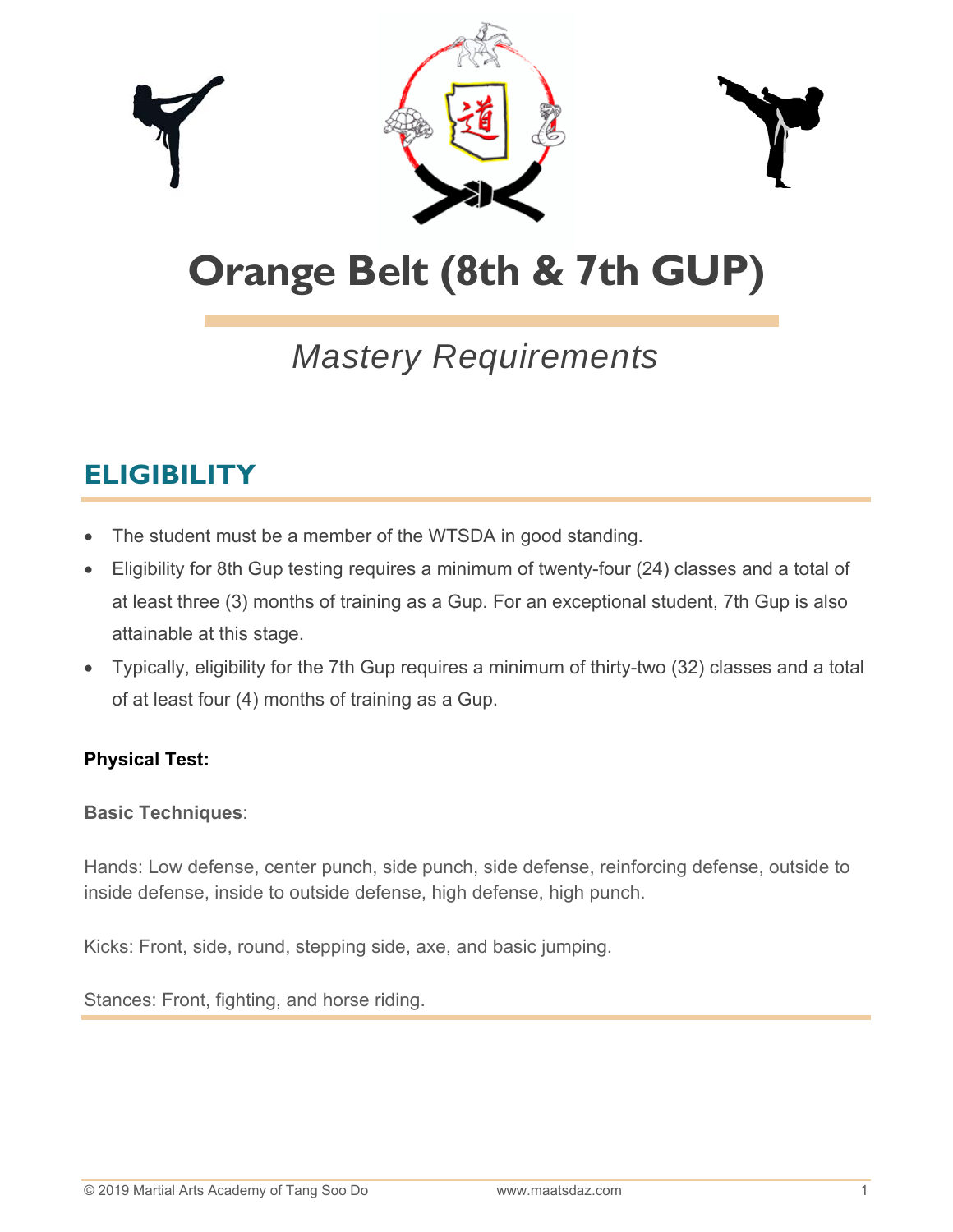# Orange Belt (8th & 7th GUP)

*Mastery Requirements*

## ELIGIBILITY

- The student must be a member of the WTSDA in good standing.
- Eligibility for 8th Gup testing requires a minimum of twenty-four (24) classes and a total of at least three (3) months of training as a Gup. For an exceptional student, 7th Gup is also attainable at this stage.
- Typically, eligibility for the 7th Gup requires a minimum of thirty-two (32) classes and a total of at least four (4) months of training as a Gup.

**Physical Test:**

**Basic Techniques**:

Hands: Low defense, center punch, side punch, side defense, reinforcing defense, outside to inside defense, inside to outside defense, high defense, high punch.

Kicks: Front, side, round, stepping side, axe, and basic jumping.

Stances: Front, fighting, and horse riding.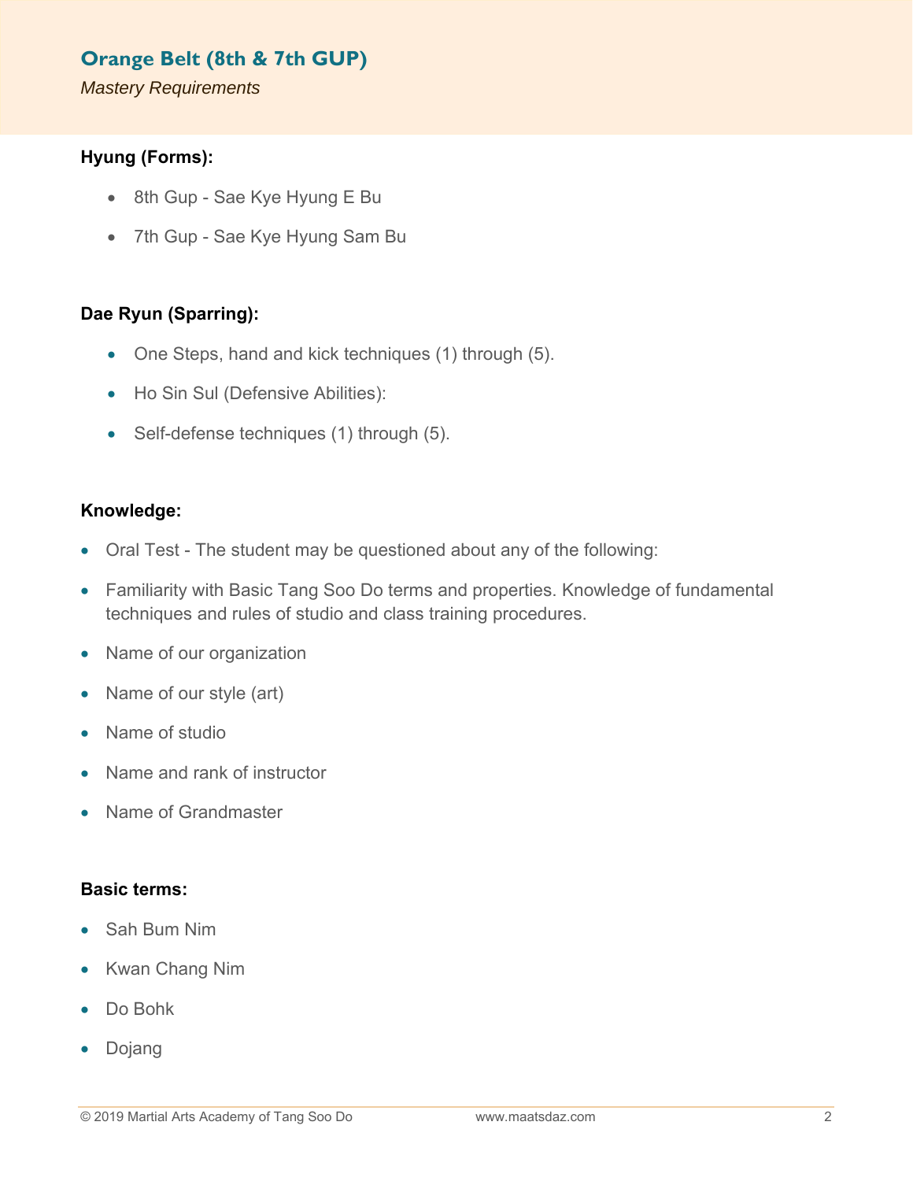## Orange Belt (8th & 7th GUP)

*Mastery Requirements*

**Hyung (Forms):**

- 8th Gup - Sae Kye Hyung E Bu
- 7th Gup - Sae Kye Hyung Sam Bu

**Dae Ryun (Sparring):**

- One Steps, hand and kick techniques (1) through (5).
- Ho Sin Sul (Defensive Abilities):
- Self-defense techniques (1) through (5).

**Knowledge:**

- Oral Test - The student may be questioned about any of the following:
- Familiarity with Basic Tang Soo Do terms and properties. Knowledge of fundamental techniques and rules of studio and class training procedures.
- Name of our organization
- Name of our style (art)
- Name of studio
- Name and rank of instructor
- Name of Grandmaster

**Basic terms:**

- Sah Bum Nim
- Kwan Chang Nim
- Do Bohk
- Dojang